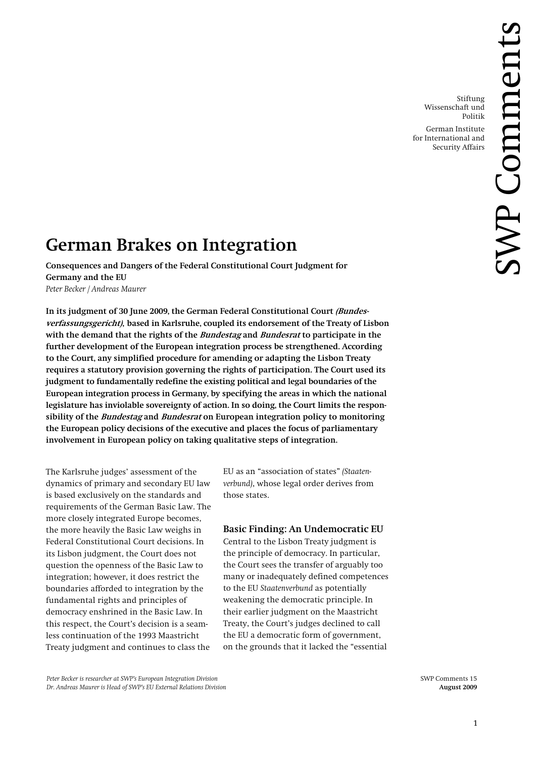Stiftung Wissenschaft und Politik

German Institute for International and Security Affairs

# German Brakes on Integration

**Consequences and Dangers of the Federal Constitutional Court Judgment for Germany and the EU**

*Peter Becker / Andreas Maurer*

**In its judgment of 30 June 2009, the German Federal Constitutional Court *(Bundesverfassungsgericht)*, based in Karlsruhe, coupled its endorsement of the Treaty of Lisbon with the demand that the rights of the *Bundestag* and *Bundesrat* to participate in the further development of the European integration process be strengthened. According to the Court, any simplified procedure for amending or adapting the Lisbon Treaty requires a statutory provision governing the rights of participation. The Court used its judgment to fundamentally redefine the existing political and legal boundaries of the European integration process in Germany, by specifying the areas in which the national legislature has inviolable sovereignty of action. In so doing, the Court limits the responsibility of the *Bundestag* and *Bundesrat* on European integration policy to monitoring the European policy decisions of the executive and places the focus of parliamentary involvement in European policy on taking qualitative steps of integration.**

The Karlsruhe judges' assessment of the dynamics of primary and secondary EU law is based exclusively on the standards and requirements of the German Basic Law. The more closely integrated Europe becomes, the more heavily the Basic Law weighs in Federal Constitutional Court decisions. In its Lisbon judgment, the Court does not question the openness of the Basic Law to integration; however, it does restrict the boundaries afforded to integration by the fundamental rights and principles of democracy enshrined in the Basic Law. In this respect, the Court's decision is a seamless continuation of the 1993 Maastricht Treaty judgment and continues to class the EU as an "association of states" *(Staatenverbund)*, whose legal order derives from those states.

## Basic Finding: An Undemocratic EU

Central to the Lisbon Treaty judgment is the principle of democracy. In particular, the Court sees the transfer of arguably too many or inadequately defined competences to the EU *Staatenverbund* as potentially weakening the democratic principle. In their earlier judgment on the Maastricht Treaty, the Court's judges declined to call the EU a democratic form of government, on the grounds that it lacked the "essential

*Peter Becker is researcher at SWP's European Integration Division*
*Dr. Andreas Maurer is Head of SWP's EU External Relations Division*

SWP Comments 15
**August 2009**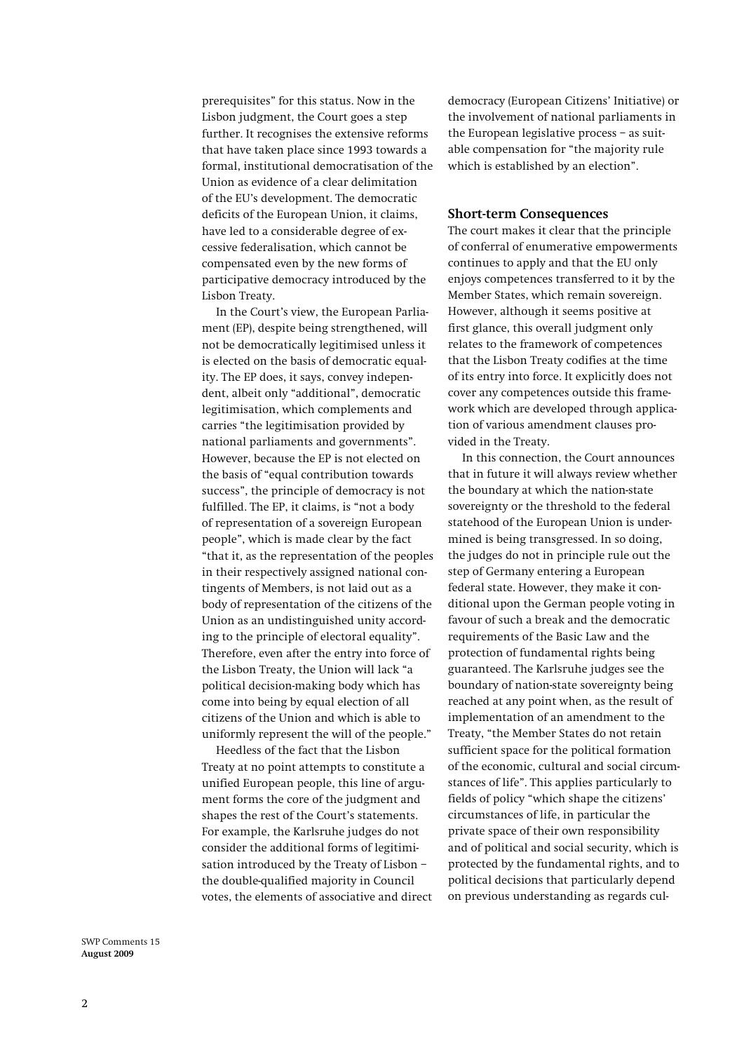prerequisites" for this status. Now in the Lisbon judgment, the Court goes a step further. It recognises the extensive reforms that have taken place since 1993 towards a formal, institutional democratisation of the Union as evidence of a clear delimitation of the EU's development. The democratic deficits of the European Union, it claims, have led to a considerable degree of excessive federalisation, which cannot be compensated even by the new forms of participative democracy introduced by the Lisbon Treaty.

In the Court's view, the European Parliament (EP), despite being strengthened, will not be democratically legitimised unless it is elected on the basis of democratic equality. The EP does, it says, convey independent, albeit only "additional", democratic legitimisation, which complements and carries "the legitimisation provided by national parliaments and governments". However, because the EP is not elected on the basis of "equal contribution towards success", the principle of democracy is not fulfilled. The EP, it claims, is "not a body of representation of a sovereign European people", which is made clear by the fact "that it, as the representation of the peoples in their respectively assigned national contingents of Members, is not laid out as a body of representation of the citizens of the Union as an undistinguished unity according to the principle of electoral equality". Therefore, even after the entry into force of the Lisbon Treaty, the Union will lack "a political decision-making body which has come into being by equal election of all citizens of the Union and which is able to uniformly represent the will of the people."

Heedless of the fact that the Lisbon Treaty at no point attempts to constitute a unified European people, this line of argument forms the core of the judgment and shapes the rest of the Court's statements. For example, the Karlsruhe judges do not consider the additional forms of legitimisation introduced by the Treaty of Lisbon – the double-qualified majority in Council votes, the elements of associative and direct democracy (European Citizens' Initiative) or the involvement of national parliaments in the European legislative process – as suitable compensation for "the majority rule which is established by an election".

## Short-term Consequences

The court makes it clear that the principle of conferral of enumerative empowerments continues to apply and that the EU only enjoys competences transferred to it by the Member States, which remain sovereign. However, although it seems positive at first glance, this overall judgment only relates to the framework of competences that the Lisbon Treaty codifies at the time of its entry into force. It explicitly does not cover any competences outside this framework which are developed through application of various amendment clauses provided in the Treaty.

In this connection, the Court announces that in future it will always review whether the boundary at which the nation-state sovereignty or the threshold to the federal statehood of the European Union is undermined is being transgressed. In so doing, the judges do not in principle rule out the step of Germany entering a European federal state. However, they make it conditional upon the German people voting in favour of such a break and the democratic requirements of the Basic Law and the protection of fundamental rights being guaranteed. The Karlsruhe judges see the boundary of nation-state sovereignty being reached at any point when, as the result of implementation of an amendment to the Treaty, "the Member States do not retain sufficient space for the political formation of the economic, cultural and social circumstances of life". This applies particularly to fields of policy "which shape the citizens' circumstances of life, in particular the private space of their own responsibility and of political and social security, which is protected by the fundamental rights, and to political decisions that particularly depend on previous understanding as regards cul-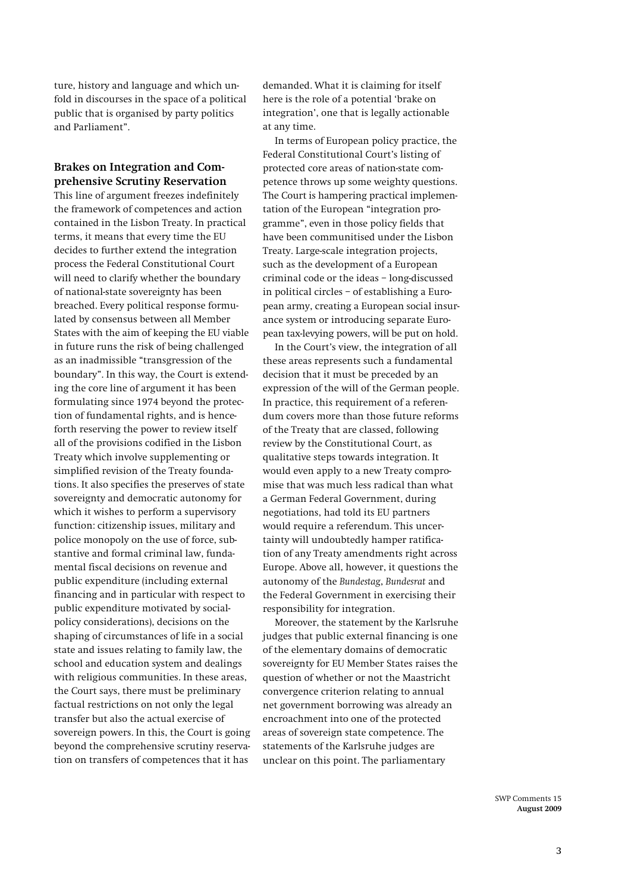ture, history and language and which unfold in discourses in the space of a political public that is organised by party politics and Parliament".

## Brakes on Integration and Comprehensive Scrutiny Reservation

This line of argument freezes indefinitely the framework of competences and action contained in the Lisbon Treaty. In practical terms, it means that every time the EU decides to further extend the integration process the Federal Constitutional Court will need to clarify whether the boundary of national-state sovereignty has been breached. Every political response formulated by consensus between all Member States with the aim of keeping the EU viable in future runs the risk of being challenged as an inadmissible "transgression of the boundary". In this way, the Court is extending the core line of argument it has been formulating since 1974 beyond the protection of fundamental rights, and is henceforth reserving the power to review itself all of the provisions codified in the Lisbon Treaty which involve supplementing or simplified revision of the Treaty foundations. It also specifies the preserves of state sovereignty and democratic autonomy for which it wishes to perform a supervisory function: citizenship issues, military and police monopoly on the use of force, substantive and formal criminal law, fundamental fiscal decisions on revenue and public expenditure (including external financing and in particular with respect to public expenditure motivated by social-policy considerations), decisions on the shaping of circumstances of life in a social state and issues relating to family law, the school and education system and dealings with religious communities. In these areas, the Court says, there must be preliminary factual restrictions on not only the legal transfer but also the actual exercise of sovereign powers. In this, the Court is going beyond the comprehensive scrutiny reservation on transfers of competences that it has demanded. What it is claiming for itself here is the role of a potential 'brake on integration', one that is legally actionable at any time.

In terms of European policy practice, the Federal Constitutional Court's listing of protected core areas of nation-state competence throws up some weighty questions. The Court is hampering practical implementation of the European "integration programme", even in those policy fields that have been communitised under the Lisbon Treaty. Large-scale integration projects, such as the development of a European criminal code or the ideas – long-discussed in political circles – of establishing a European army, creating a European social insurance system or introducing separate European tax-levying powers, will be put on hold.

In the Court's view, the integration of all these areas represents such a fundamental decision that it must be preceded by an expression of the will of the German people. In practice, this requirement of a referendum covers more than those future reforms of the Treaty that are classed, following review by the Constitutional Court, as qualitative steps towards integration. It would even apply to a new Treaty compromise that was much less radical than what a German Federal Government, during negotiations, had told its EU partners would require a referendum. This uncertainty will undoubtedly hamper ratification of any Treaty amendments right across Europe. Above all, however, it questions the autonomy of the *Bundestag*, *Bundesrat* and the Federal Government in exercising their responsibility for integration.

Moreover, the statement by the Karlsruhe judges that public external financing is one of the elementary domains of democratic sovereignty for EU Member States raises the question of whether or not the Maastricht convergence criterion relating to annual net government borrowing was already an encroachment into one of the protected areas of sovereign state competence. The statements of the Karlsruhe judges are unclear on this point. The parliamentary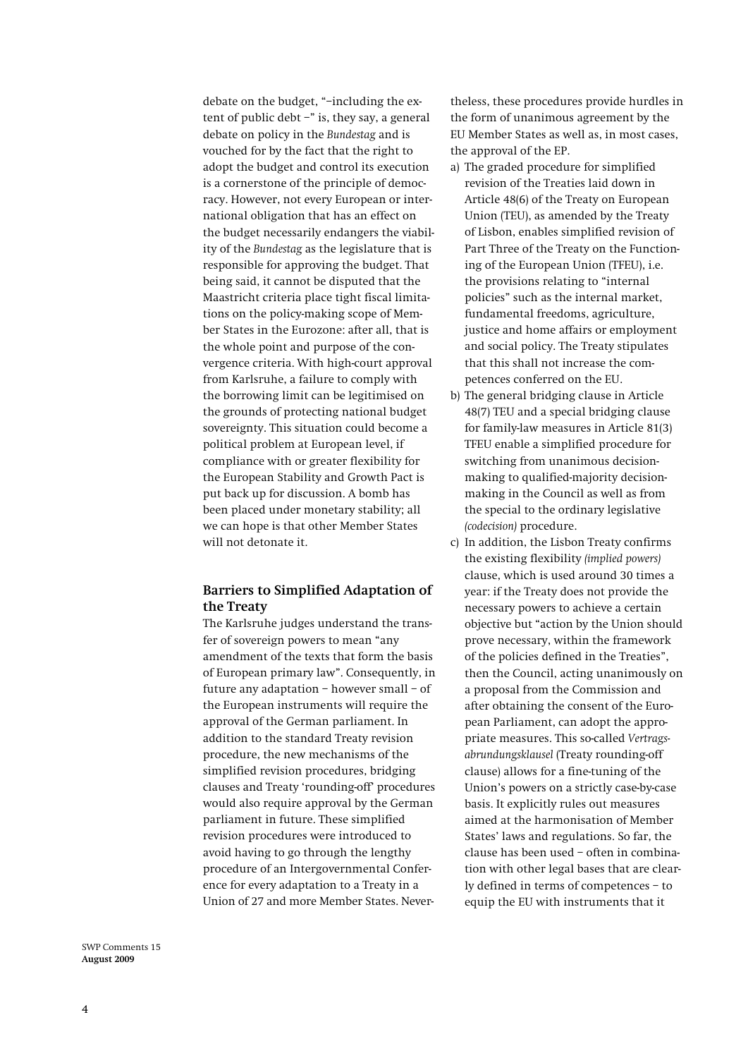debate on the budget, "–including the extent of public debt –" is, they say, a general debate on policy in the *Bundestag* and is vouched for by the fact that the right to adopt the budget and control its execution is a cornerstone of the principle of democracy. However, not every European or international obligation that has an effect on the budget necessarily endangers the viability of the *Bundestag* as the legislature that is responsible for approving the budget. That being said, it cannot be disputed that the Maastricht criteria place tight fiscal limitations on the policy-making scope of Member States in the Eurozone: after all, that is the whole point and purpose of the convergence criteria. With high-court approval from Karlsruhe, a failure to comply with the borrowing limit can be legitimised on the grounds of protecting national budget sovereignty. This situation could become a political problem at European level, if compliance with or greater flexibility for the European Stability and Growth Pact is put back up for discussion. A bomb has been placed under monetary stability; all we can hope is that other Member States will not detonate it.

## Barriers to Simplified Adaptation of the Treaty

The Karlsruhe judges understand the transfer of sovereign powers to mean "any amendment of the texts that form the basis of European primary law". Consequently, in future any adaptation – however small – of the European instruments will require the approval of the German parliament. In addition to the standard Treaty revision procedure, the new mechanisms of the simplified revision procedures, bridging clauses and Treaty 'rounding-off' procedures would also require approval by the German parliament in future. These simplified revision procedures were introduced to avoid having to go through the lengthy procedure of an Intergovernmental Conference for every adaptation to a Treaty in a Union of 27 and more Member States. Nevertheless, these procedures provide hurdles in the form of unanimous agreement by the EU Member States as well as, in most cases, the approval of the EP.

a) The graded procedure for simplified revision of the Treaties laid down in Article 48(6) of the Treaty on European Union (TEU), as amended by the Treaty of Lisbon, enables simplified revision of Part Three of the Treaty on the Functioning of the European Union (TFEU), i.e. the provisions relating to "internal policies" such as the internal market, fundamental freedoms, agriculture, justice and home affairs or employment and social policy. The Treaty stipulates that this shall not increase the competences conferred on the EU.
b) The general bridging clause in Article 48(7) TEU and a special bridging clause for family-law measures in Article 81(3) TFEU enable a simplified procedure for switching from unanimous decision-making to qualified-majority decision-making in the Council as well as from the special to the ordinary legislative *(codecision)* procedure.
c) In addition, the Lisbon Treaty confirms the existing flexibility *(implied powers)* clause, which is used around 30 times a year: if the Treaty does not provide the necessary powers to achieve a certain objective but "action by the Union should prove necessary, within the framework of the policies defined in the Treaties", then the Council, acting unanimously on a proposal from the Commission and after obtaining the consent of the European Parliament, can adopt the appropriate measures. This so-called *Vertragsabrundungsklausel* (Treaty rounding-off clause) allows for a fine-tuning of the Union's powers on a strictly case-by-case basis. It explicitly rules out measures aimed at the harmonisation of Member States' laws and regulations. So far, the clause has been used – often in combination with other legal bases that are clearly defined in terms of competences – to equip the EU with instruments that it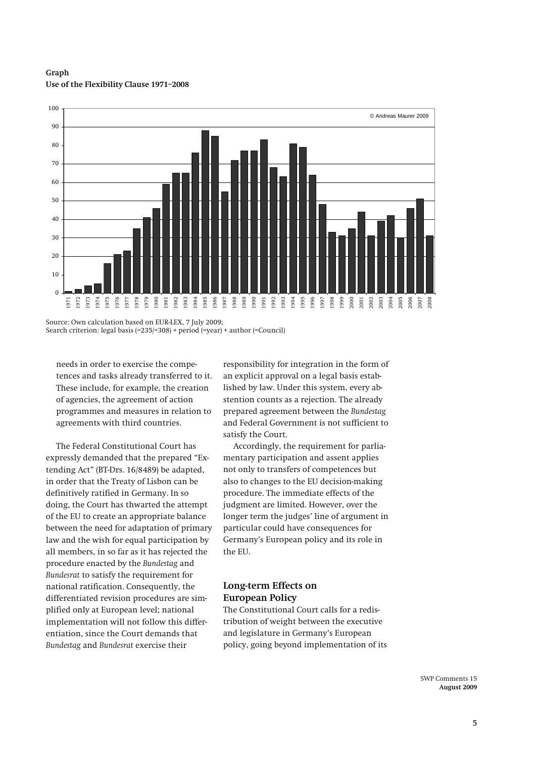**Graph**
**Use of the Flexibility Clause 1971–2008**

| Year | Number |
|---|---|
| 1971 | 1 |
| 1972 | 2 |
| 1973 | 4 |
| 1974 | 5 |
| 1975 | 16 |
| 1976 | 21 |
| 1977 | 23 |
| 1978 | 35 |
| 1979 | 41 |
| 1980 | 46 |
| 1981 | 59 |
| 1982 | 65 |
| 1983 | 65 |
| 1984 | 76 |
| 1985 | 88 |
| 1986 | 85 |
| 1987 | 55 |
| 1988 | 72 |
| 1989 | 77 |
| 1990 | 77 |
| 1991 | 83 |
| 1992 | 68 |
| 1993 | 63 |
| 1994 | 81 |
| 1995 | 79 |
| 1996 | 64 |
| 1997 | 48 |
| 1998 | 33 |
| 1999 | 31 |
| 2000 | 35 |
| 2001 | 44 |
| 2002 | 31 |
| 2003 | 39 |
| 2004 | 42 |
| 2005 | 30 |
| 2006 | 46 |
| 2007 | 51 |
| 2008 | 31 |

© Andreas Maurer 2009

Source: Own calculation based on EUR-LEX, 7 July 2009;
Search criterion: legal basis (=235/=308) + period (=year) + author (=Council)

needs in order to exercise the competences and tasks already transferred to it. These include, for example, the creation of agencies, the agreement of action programmes and measures in relation to agreements with third countries.

The Federal Constitutional Court has expressly demanded that the prepared "Extending Act" (BT-Drs. 16/8489) be adapted, in order that the Treaty of Lisbon can be definitively ratified in Germany. In so doing, the Court has thwarted the attempt of the EU to create an appropriate balance between the need for adaptation of primary law and the wish for equal participation by all members, in so far as it has rejected the procedure enacted by the *Bundestag* and *Bundesrat* to satisfy the requirement for national ratification. Consequently, the differentiated revision procedures are simplified only at European level; national implementation will not follow this differentiation, since the Court demands that *Bundestag* and *Bundesrat* exercise their responsibility for integration in the form of an explicit approval on a legal basis established by law. Under this system, every abstention counts as a rejection. The already prepared agreement between the *Bundestag* and Federal Government is not sufficient to satisfy the Court.

Accordingly, the requirement for parliamentary participation and assent applies not only to transfers of competences but also to changes to the EU decision-making procedure. The immediate effects of the judgment are limited. However, over the longer term the judges' line of argument in particular could have consequences for Germany's European policy and its role in the EU.

## Long-term Effects on European Policy

The Constitutional Court calls for a redistribution of weight between the executive and legislature in Germany's European policy, going beyond implementation of its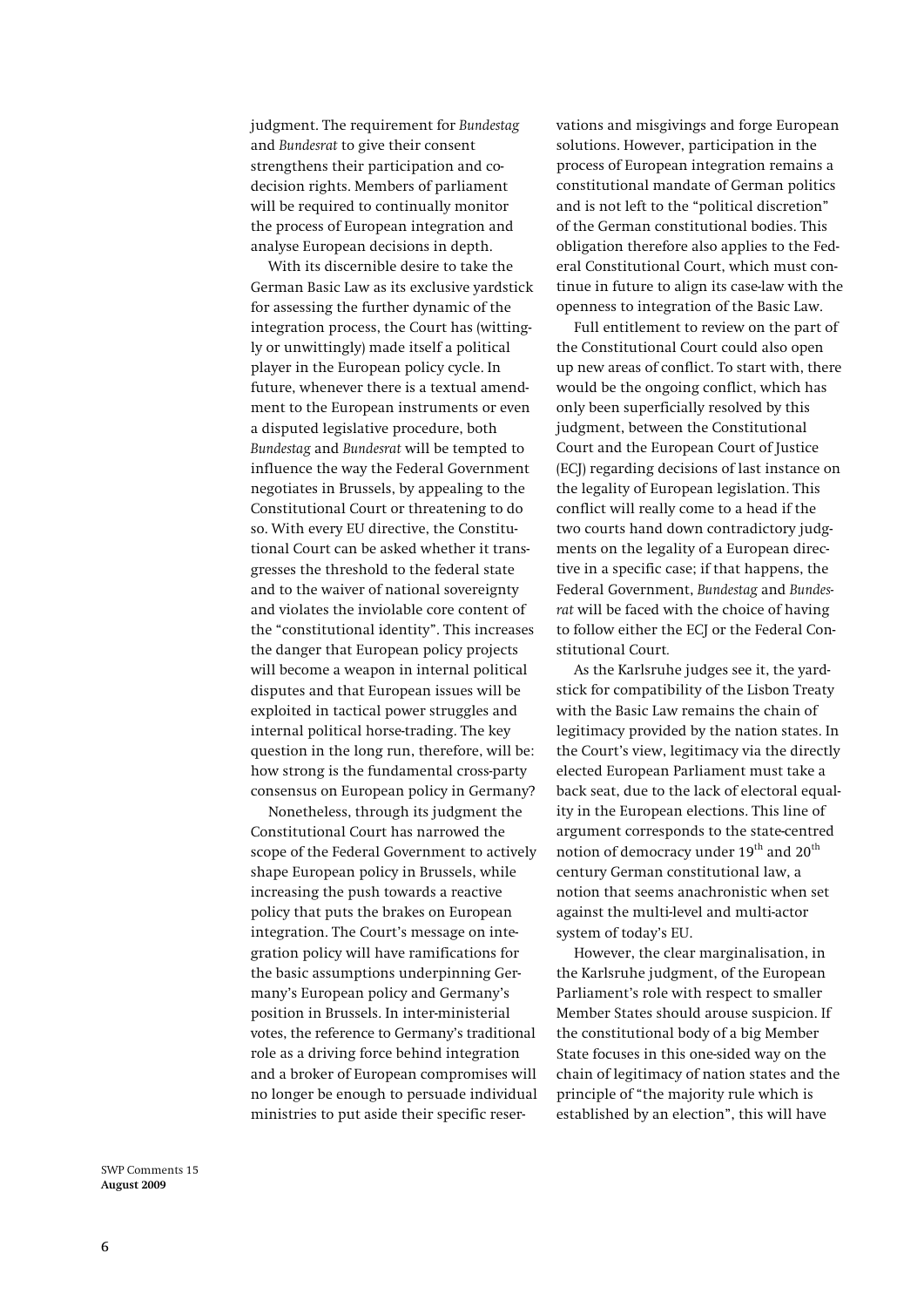judgment. The requirement for *Bundestag* and *Bundesrat* to give their consent strengthens their participation and co-decision rights. Members of parliament will be required to continually monitor the process of European integration and analyse European decisions in depth.

With its discernible desire to take the German Basic Law as its exclusive yardstick for assessing the further dynamic of the integration process, the Court has (wittingly or unwittingly) made itself a political player in the European policy cycle. In future, whenever there is a textual amendment to the European instruments or even a disputed legislative procedure, both *Bundestag* and *Bundesrat* will be tempted to influence the way the Federal Government negotiates in Brussels, by appealing to the Constitutional Court or threatening to do so. With every EU directive, the Constitutional Court can be asked whether it transgresses the threshold to the federal state and to the waiver of national sovereignty and violates the inviolable core content of the "constitutional identity". This increases the danger that European policy projects will become a weapon in internal political disputes and that European issues will be exploited in tactical power struggles and internal political horse-trading. The key question in the long run, therefore, will be: how strong is the fundamental cross-party consensus on European policy in Germany?

Nonetheless, through its judgment the Constitutional Court has narrowed the scope of the Federal Government to actively shape European policy in Brussels, while increasing the push towards a reactive policy that puts the brakes on European integration. The Court's message on integration policy will have ramifications for the basic assumptions underpinning Germany's European policy and Germany's position in Brussels. In inter-ministerial votes, the reference to Germany's traditional role as a driving force behind integration and a broker of European compromises will no longer be enough to persuade individual ministries to put aside their specific reservations and misgivings and forge European solutions. However, participation in the process of European integration remains a constitutional mandate of German politics and is not left to the "political discretion" of the German constitutional bodies. This obligation therefore also applies to the Federal Constitutional Court, which must continue in future to align its case-law with the openness to integration of the Basic Law.

Full entitlement to review on the part of the Constitutional Court could also open up new areas of conflict. To start with, there would be the ongoing conflict, which has only been superficially resolved by this judgment, between the Constitutional Court and the European Court of Justice (ECJ) regarding decisions of last instance on the legality of European legislation. This conflict will really come to a head if the two courts hand down contradictory judgments on the legality of a European directive in a specific case; if that happens, the Federal Government, *Bundestag* and *Bundesrat* will be faced with the choice of having to follow either the ECJ or the Federal Constitutional Court.

As the Karlsruhe judges see it, the yardstick for compatibility of the Lisbon Treaty with the Basic Law remains the chain of legitimacy provided by the nation states. In the Court's view, legitimacy via the directly elected European Parliament must take a back seat, due to the lack of electoral equality in the European elections. This line of argument corresponds to the state-centred notion of democracy under 19th and 20th century German constitutional law, a notion that seems anachronistic when set against the multi-level and multi-actor system of today's EU.

However, the clear marginalisation, in the Karlsruhe judgment, of the European Parliament's role with respect to smaller Member States should arouse suspicion. If the constitutional body of a big Member State focuses in this one-sided way on the chain of legitimacy of nation states and the principle of "the majority rule which is established by an election", this will have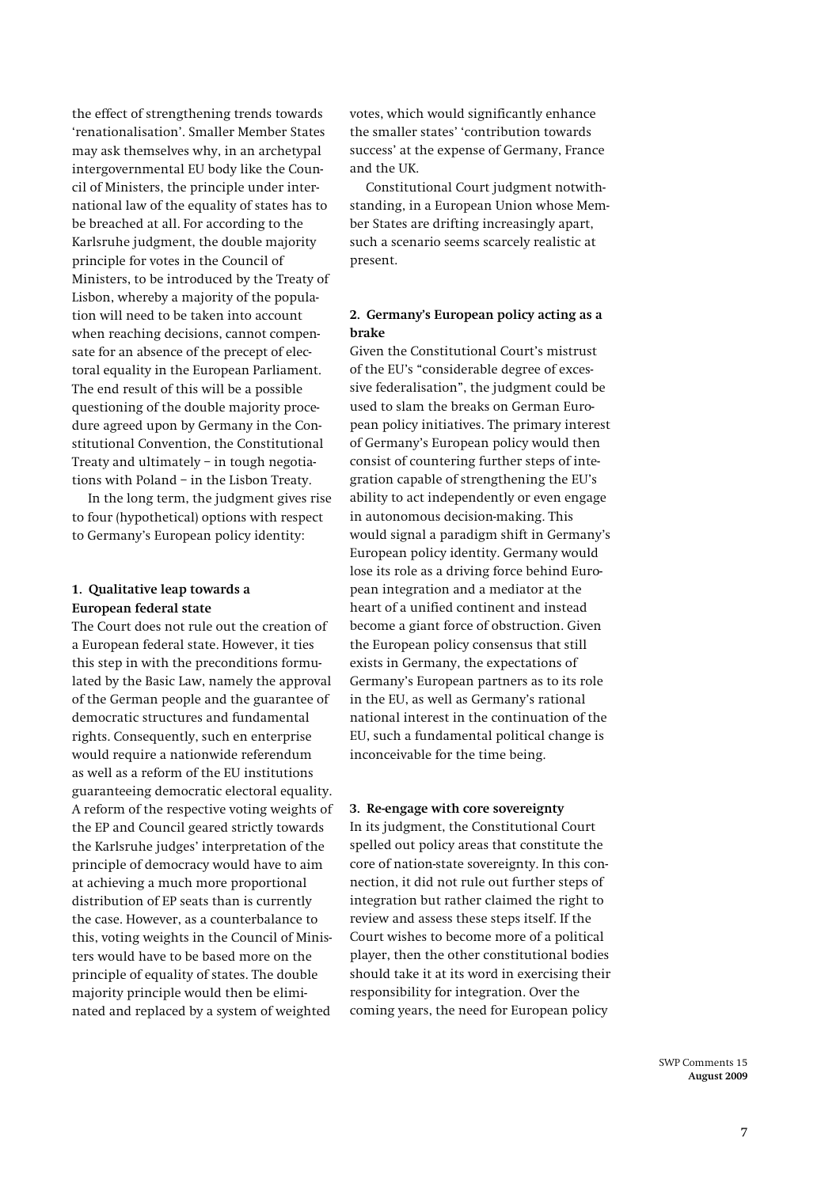the effect of strengthening trends towards 'renationalisation'. Smaller Member States may ask themselves why, in an archetypal intergovernmental EU body like the Council of Ministers, the principle under international law of the equality of states has to be breached at all. For according to the Karlsruhe judgment, the double majority principle for votes in the Council of Ministers, to be introduced by the Treaty of Lisbon, whereby a majority of the population will need to be taken into account when reaching decisions, cannot compensate for an absence of the precept of electoral equality in the European Parliament. The end result of this will be a possible questioning of the double majority procedure agreed upon by Germany in the Constitutional Convention, the Constitutional Treaty and ultimately – in tough negotiations with Poland – in the Lisbon Treaty.

In the long term, the judgment gives rise to four (hypothetical) options with respect to Germany's European policy identity:

### 1. Qualitative leap towards a European federal state

The Court does not rule out the creation of a European federal state. However, it ties this step in with the preconditions formulated by the Basic Law, namely the approval of the German people and the guarantee of democratic structures and fundamental rights. Consequently, such en enterprise would require a nationwide referendum as well as a reform of the EU institutions guaranteeing democratic electoral equality. A reform of the respective voting weights of the EP and Council geared strictly towards the Karlsruhe judges' interpretation of the principle of democracy would have to aim at achieving a much more proportional distribution of EP seats than is currently the case. However, as a counterbalance to this, voting weights in the Council of Ministers would have to be based more on the principle of equality of states. The double majority principle would then be eliminated and replaced by a system of weighted votes, which would significantly enhance the smaller states' 'contribution towards success' at the expense of Germany, France and the UK.

Constitutional Court judgment notwithstanding, in a European Union whose Member States are drifting increasingly apart, such a scenario seems scarcely realistic at present.

### 2. Germany's European policy acting as a brake

Given the Constitutional Court's mistrust of the EU's "considerable degree of excessive federalisation", the judgment could be used to slam the breaks on German European policy initiatives. The primary interest of Germany's European policy would then consist of countering further steps of integration capable of strengthening the EU's ability to act independently or even engage in autonomous decision-making. This would signal a paradigm shift in Germany's European policy identity. Germany would lose its role as a driving force behind European integration and a mediator at the heart of a unified continent and instead become a giant force of obstruction. Given the European policy consensus that still exists in Germany, the expectations of Germany's European partners as to its role in the EU, as well as Germany's rational national interest in the continuation of the EU, such a fundamental political change is inconceivable for the time being.

### 3. Re-engage with core sovereignty

In its judgment, the Constitutional Court spelled out policy areas that constitute the core of nation-state sovereignty. In this connection, it did not rule out further steps of integration but rather claimed the right to review and assess these steps itself. If the Court wishes to become more of a political player, then the other constitutional bodies should take it at its word in exercising their responsibility for integration. Over the coming years, the need for European policy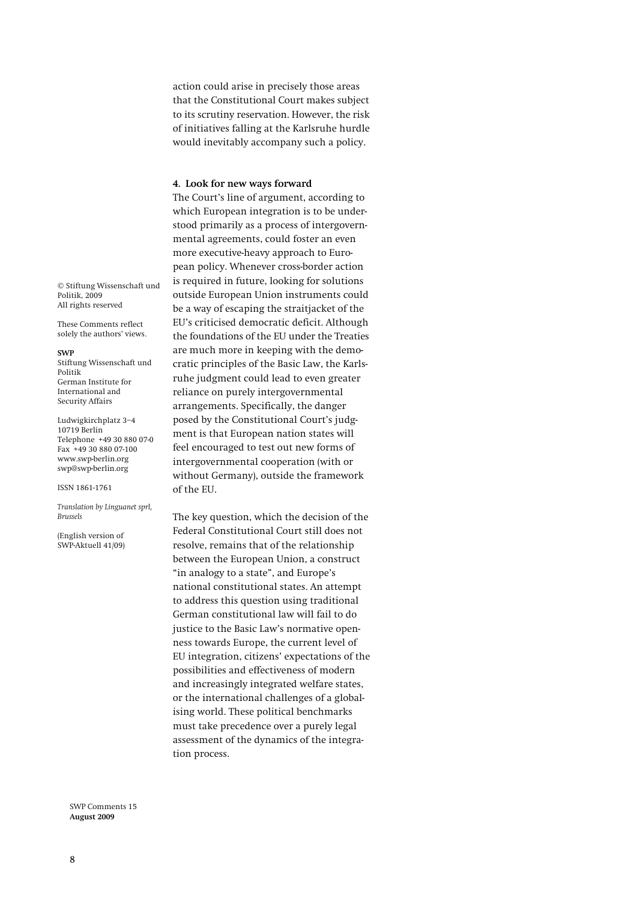action could arise in precisely those areas that the Constitutional Court makes subject to its scrutiny reservation. However, the risk of initiatives falling at the Karlsruhe hurdle would inevitably accompany such a policy.

**4. Look for new ways forward**

The Court's line of argument, according to which European integration is to be understood primarily as a process of intergovernmental agreements, could foster an even more executive-heavy approach to European policy. Whenever cross-border action is required in future, looking for solutions outside European Union instruments could be a way of escaping the straitjacket of the EU's criticised democratic deficit. Although the foundations of the EU under the Treaties are much more in keeping with the democratic principles of the Basic Law, the Karlsruhe judgment could lead to even greater reliance on purely intergovernmental arrangements. Specifically, the danger posed by the Constitutional Court's judgment is that European nation states will feel encouraged to test out new forms of intergovernmental cooperation (with or without Germany), outside the framework of the EU.

The key question, which the decision of the Federal Constitutional Court still does not resolve, remains that of the relationship between the European Union, a construct "in analogy to a state", and Europe's national constitutional states. An attempt to address this question using traditional German constitutional law will fail to do justice to the Basic Law's normative openness towards Europe, the current level of EU integration, citizens' expectations of the possibilities and effectiveness of modern and increasingly integrated welfare states, or the international challenges of a globalising world. These political benchmarks must take precedence over a purely legal assessment of the dynamics of the integration process.

© Stiftung Wissenschaft und Politik, 2009
All rights reserved

These Comments reflect solely the authors' views.

**SWP**
Stiftung Wissenschaft und Politik
German Institute for International and Security Affairs

Ludwigkirchplatz 3−4
10719 Berlin
Telephone +49 30 880 07-0
Fax +49 30 880 07-100
www.swp-berlin.org
swp@swp-berlin.org

ISSN 1861-1761

*Translation by Linguanet sprl, Brussels*

(English version of SWP-Aktuell 41/09)